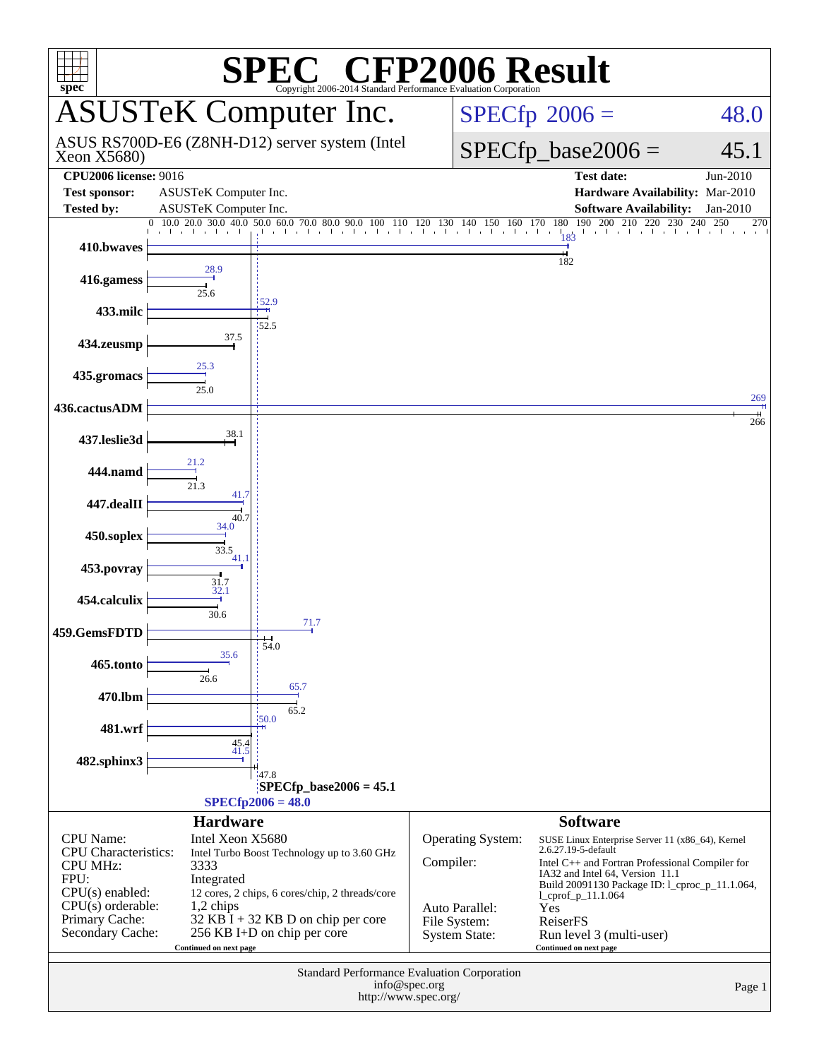# SPEC® CFP2006 Result

Copyright 2006-2014 Standard Performance Evaluation Corporation

## ASUSTeK Computer Inc.

ASUS RS700D-E6 (Z8NH-D12) server system (Intel Xeon X5680)

SPECfp 2006 = 48.0

SPECfp_base2006 = 45.1

| | | | |
|---|---|---|---|
| **CPU2006 license:** 9016 | | **Test date:** | Jun-2010 |
| **Test sponsor:** | ASUSTeK Computer Inc. | **Hardware Availability:** | Mar-2010 |
| **Tested by:** | ASUSTeK Computer Inc. | **Software Availability:** | Jan-2010 |

| Benchmark | Peak | Base |
|---|---|---|
| 410.bwaves | 183 | 182 |
| 416.gamess | 28.9 | 25.6 |
| 433.milc | 52.9 | 52.5 |
| 434.zeusmp | 37.5 | 37.5 |
| 435.gromacs | 25.3 | 25.0 |
| 436.cactusADM | 269 | 266 |
| 437.leslie3d | 38.1 | 38.1 |
| 444.namd | 21.2 | 21.3 |
| 447.dealII | 41.7 | 40.7 |
| 450.soplex | 34.0 | 33.5 |
| 453.povray | 41.1 | 31.7 |
| 454.calculix | 32.1 | 30.6 |
| 459.GemsFDTD | 71.7 | 54.0 |
| 465.tonto | 35.6 | 26.6 |
| 470.lbm | 65.7 | 65.2 |
| 481.wrf | 50.0 | 45.4 |
| 482.sphinx3 | 41.5 | 47.8 |

SPECfp_base2006 = 45.1

SPECfp2006 = 48.0

### Hardware

| | |
|---|---|
| CPU Name: | Intel Xeon X5680 |
| CPU Characteristics: | Intel Turbo Boost Technology up to 3.60 GHz |
| CPU MHz: | 3333 |
| FPU: | Integrated |
| CPU(s) enabled: | 12 cores, 2 chips, 6 cores/chip, 2 threads/core |
| CPU(s) orderable: | 1,2 chips |
| Primary Cache: | 32 KB I + 32 KB D on chip per core |
| Secondary Cache: | 256 KB I+D on chip per core |

Continued on next page

### Software

| | |
|---|---|
| Operating System: | SUSE Linux Enterprise Server 11 (x86_64), Kernel 2.6.27.19-5-default |
| Compiler: | Intel C++ and Fortran Professional Compiler for IA32 and Intel 64, Version 11.1 Build 20091130 Package ID: l_cproc_p_11.1.064, l_cprof_p_11.1.064 |
| Auto Parallel: | Yes |
| File System: | ReiserFS |
| System State: | Run level 3 (multi-user) |

Continued on next page

Standard Performance Evaluation Corporation
info@spec.org
http://www.spec.org/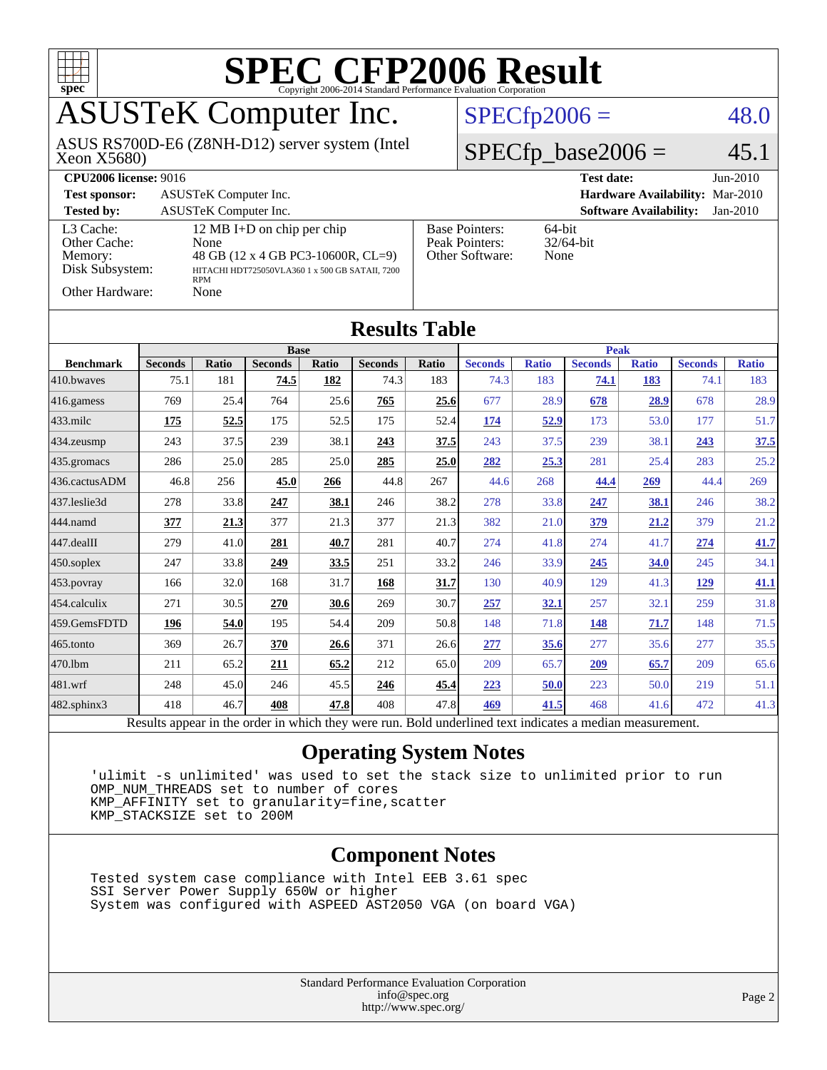# SPEC CFP2006 Result

Copyright 2006-2014 Standard Performance Evaluation Corporation

## ASUSTeK Computer Inc.

ASUS RS700D-E6 (Z8NH-D12) server system (Intel Xeon X5680)

SPECfp2006 = 48.0

SPECfp_base2006 = 45.1

| | | | |
|---|---|---|---|
| **CPU2006 license:** 9016 | | **Test date:** | Jun-2010 |
| **Test sponsor:** | ASUSTeK Computer Inc. | **Hardware Availability:** | Mar-2010 |
| **Tested by:** | ASUSTeK Computer Inc. | **Software Availability:** | Jan-2010 |

| | | | |
|---|---|---|---|
| L3 Cache: | 12 MB I+D on chip per chip | Base Pointers: | 64-bit |
| Other Cache: | None | Peak Pointers: | 32/64-bit |
| Memory: | 48 GB (12 x 4 GB PC3-10600R, CL=9) | Other Software: | None |
| Disk Subsystem: | HITACHI HDT725050VLA360 1 x 500 GB SATAII, 7200 RPM | | |
| Other Hardware: | None | | |

## Results Table

| Benchmark | Base | | | | | | Peak | | | | | |
|---|---|---|---|---|---|---|---|---|---|---|---|---|
| | Seconds | Ratio | Seconds | Ratio | Seconds | Ratio | Seconds | Ratio | Seconds | Ratio | Seconds | Ratio |
| 410.bwaves | 75.1 | 181 | **74.5** | **182** | 74.3 | 183 | 74.3 | 183 | **74.1** | **183** | 74.1 | 183 |
| 416.gamess | 769 | 25.4 | 764 | 25.6 | **765** | **25.6** | 677 | 28.9 | **678** | **28.9** | 678 | 28.9 |
| 433.milc | **175** | **52.5** | 175 | 52.5 | 175 | 52.4 | **174** | **52.9** | 173 | 53.0 | 177 | 51.7 |
| 434.zeusmp | 243 | 37.5 | 239 | 38.1 | **243** | **37.5** | 243 | 37.5 | 239 | 38.1 | **243** | **37.5** |
| 435.gromacs | 286 | 25.0 | 285 | 25.0 | **285** | **25.0** | **282** | **25.3** | 281 | 25.4 | 283 | 25.2 |
| 436.cactusADM | 46.8 | 256 | **45.0** | **266** | 44.8 | 267 | 44.6 | 268 | **44.4** | **269** | 44.4 | 269 |
| 437.leslie3d | 278 | 33.8 | **247** | **38.1** | 246 | 38.2 | 278 | 33.8 | **247** | **38.1** | 246 | 38.2 |
| 444.namd | **377** | **21.3** | 377 | 21.3 | 377 | 21.3 | 382 | 21.0 | **379** | **21.2** | 379 | 21.2 |
| 447.dealII | 279 | 41.0 | **281** | **40.7** | 281 | 40.7 | 274 | 41.8 | 274 | 41.7 | **274** | **41.7** |
| 450.soplex | 247 | 33.8 | **249** | **33.5** | 251 | 33.2 | 246 | 33.9 | **245** | **34.0** | 245 | 34.1 |
| 453.povray | 166 | 32.0 | 168 | 31.7 | **168** | **31.7** | 130 | 40.9 | 129 | 41.3 | **129** | **41.1** |
| 454.calculix | 271 | 30.5 | **270** | **30.6** | 269 | 30.7 | **257** | **32.1** | 257 | 32.1 | 259 | 31.8 |
| 459.GemsFDTD | **196** | **54.0** | 195 | 54.4 | 209 | 50.8 | 148 | 71.8 | **148** | **71.7** | 148 | 71.5 |
| 465.tonto | 369 | 26.7 | **370** | **26.6** | 371 | 26.6 | **277** | **35.6** | 277 | 35.6 | 277 | 35.5 |
| 470.lbm | 211 | 65.2 | **211** | **65.2** | 212 | 65.0 | 209 | 65.7 | **209** | **65.7** | 209 | 65.6 |
| 481.wrf | 248 | 45.0 | 246 | 45.5 | **246** | **45.4** | **223** | **50.0** | 223 | 50.0 | 219 | 51.1 |
| 482.sphinx3 | 418 | 46.7 | **408** | **47.8** | 408 | 47.8 | **469** | **41.5** | 468 | 41.6 | 472 | 41.3 |

Results appear in the order in which they were run. Bold underlined text indicates a median measurement.

## Operating System Notes

```
'ulimit -s unlimited' was used to set the stack size to unlimited prior to run
OMP_NUM_THREADS set to number of cores
KMP_AFFINITY set to granularity=fine,scatter
KMP_STACKSIZE set to 200M
```

## Component Notes

```
Tested system case compliance with Intel EEB 3.61 spec
SSI Server Power Supply 650W or higher
System was configured with ASPEED AST2050 VGA (on board VGA)
```

Standard Performance Evaluation Corporation
info@spec.org
http://www.spec.org/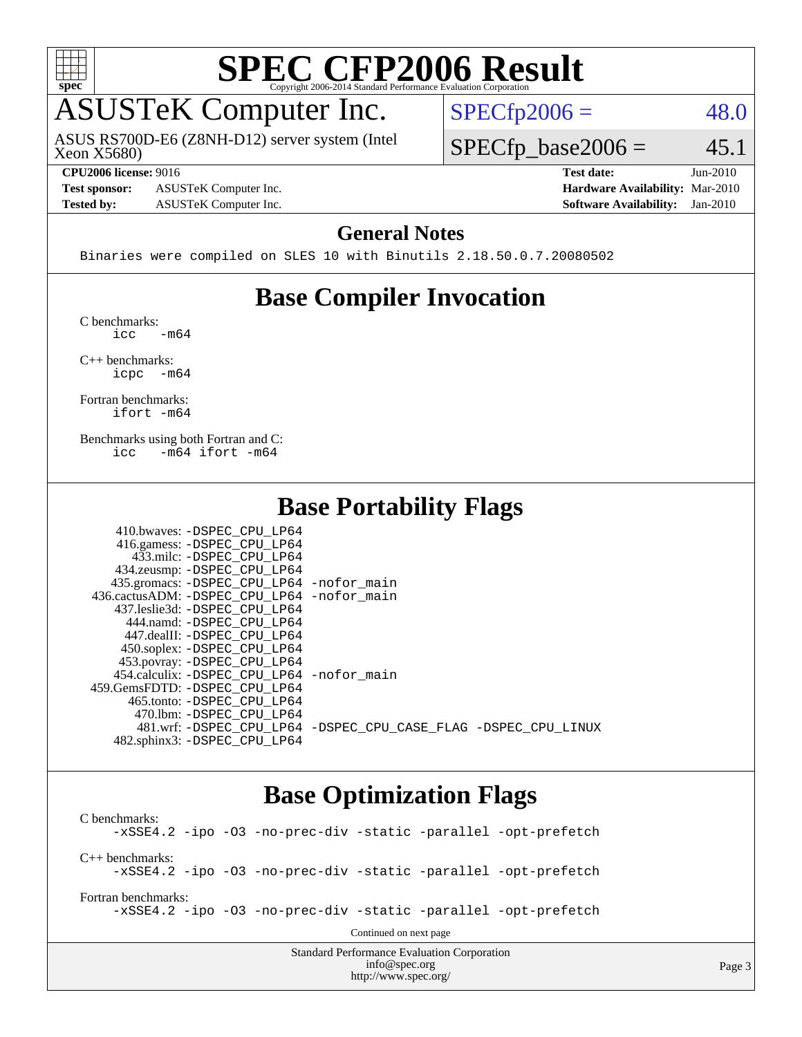# SPEC CFP2006 Result

Copyright 2006-2014 Standard Performance Evaluation Corporation

## ASUSTeK Computer Inc.

ASUS RS700D-E6 (Z8NH-D12) server system (Intel Xeon X5680)

SPECfp2006 = 48.0

SPECfp_base2006 = 45.1

**CPU2006 license:** 9016
**Test sponsor:** ASUSTeK Computer Inc.
**Tested by:** ASUSTeK Computer Inc.

**Test date:** Jun-2010
**Hardware Availability:** Mar-2010
**Software Availability:** Jan-2010

### General Notes

```
Binaries were compiled on SLES 10 with Binutils 2.18.50.0.7.20080502
```

## Base Compiler Invocation

C benchmarks:
```
icc   -m64
```

C++ benchmarks:
```
icpc  -m64
```

Fortran benchmarks:
```
ifort -m64
```

Benchmarks using both Fortran and C:
```
icc   -m64 ifort -m64
```

## Base Portability Flags

```
    410.bwaves: -DSPEC_CPU_LP64
    416.gamess: -DSPEC_CPU_LP64
      433.milc: -DSPEC_CPU_LP64
    434.zeusmp: -DSPEC_CPU_LP64
   435.gromacs: -DSPEC_CPU_LP64 -nofor_main
 436.cactusADM: -DSPEC_CPU_LP64 -nofor_main
   437.leslie3d: -DSPEC_CPU_LP64
      444.namd: -DSPEC_CPU_LP64
    447.dealII: -DSPEC_CPU_LP64
    450.soplex: -DSPEC_CPU_LP64
    453.povray: -DSPEC_CPU_LP64
  454.calculix: -DSPEC_CPU_LP64 -nofor_main
 459.GemsFDTD: -DSPEC_CPU_LP64
     465.tonto: -DSPEC_CPU_LP64
       470.lbm: -DSPEC_CPU_LP64
       481.wrf: -DSPEC_CPU_LP64 -DSPEC_CPU_CASE_FLAG -DSPEC_CPU_LINUX
   482.sphinx3: -DSPEC_CPU_LP64
```

## Base Optimization Flags

C benchmarks:
```
-xSSE4.2 -ipo -O3 -no-prec-div -static -parallel -opt-prefetch
```

C++ benchmarks:
```
-xSSE4.2 -ipo -O3 -no-prec-div -static -parallel -opt-prefetch
```

Fortran benchmarks:
```
-xSSE4.2 -ipo -O3 -no-prec-div -static -parallel -opt-prefetch
```

Continued on next page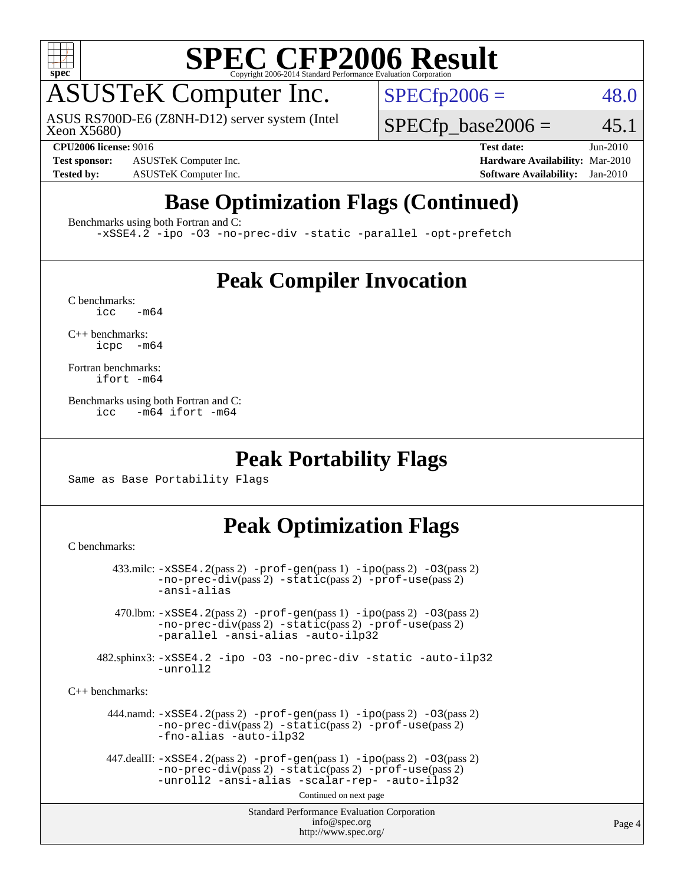# SPEC CFP2006 Result

Copyright 2006-2014 Standard Performance Evaluation Corporation

## ASUSTeK Computer Inc.

ASUS RS700D-E6 (Z8NH-D12) server system (Intel Xeon X5680)

SPECfp2006 = 48.0

SPECfp_base2006 = 45.1

**CPU2006 license:** 9016

**Test sponsor:** ASUSTeK Computer Inc.

**Tested by:** ASUSTeK Computer Inc.

**Test date:** Jun-2010

**Hardware Availability:** Mar-2010

**Software Availability:** Jan-2010

## Base Optimization Flags (Continued)

Benchmarks using both Fortran and C:

```
-xSSE4.2 -ipo -O3 -no-prec-div -static -parallel -opt-prefetch
```

## Peak Compiler Invocation

C benchmarks:

```
icc   -m64
```

C++ benchmarks:

```
icpc  -m64
```

Fortran benchmarks:

```
ifort -m64
```

Benchmarks using both Fortran and C:

```
icc   -m64 ifort -m64
```

## Peak Portability Flags

Same as Base Portability Flags

## Peak Optimization Flags

C benchmarks:

433.milc: -xSSE4.2(pass 2) -prof-gen(pass 1) -ipo(pass 2) -O3(pass 2) -no-prec-div(pass 2) -static(pass 2) -prof-use(pass 2) -ansi-alias

470.lbm: -xSSE4.2(pass 2) -prof-gen(pass 1) -ipo(pass 2) -O3(pass 2) -no-prec-div(pass 2) -static(pass 2) -prof-use(pass 2) -parallel -ansi-alias -auto-ilp32

482.sphinx3: -xSSE4.2 -ipo -O3 -no-prec-div -static -auto-ilp32 -unroll2

C++ benchmarks:

444.namd: -xSSE4.2(pass 2) -prof-gen(pass 1) -ipo(pass 2) -O3(pass 2) -no-prec-div(pass 2) -static(pass 2) -prof-use(pass 2) -fno-alias -auto-ilp32

447.dealII: -xSSE4.2(pass 2) -prof-gen(pass 1) -ipo(pass 2) -O3(pass 2) -no-prec-div(pass 2) -static(pass 2) -prof-use(pass 2) -unroll2 -ansi-alias -scalar-rep- -auto-ilp32

Continued on next page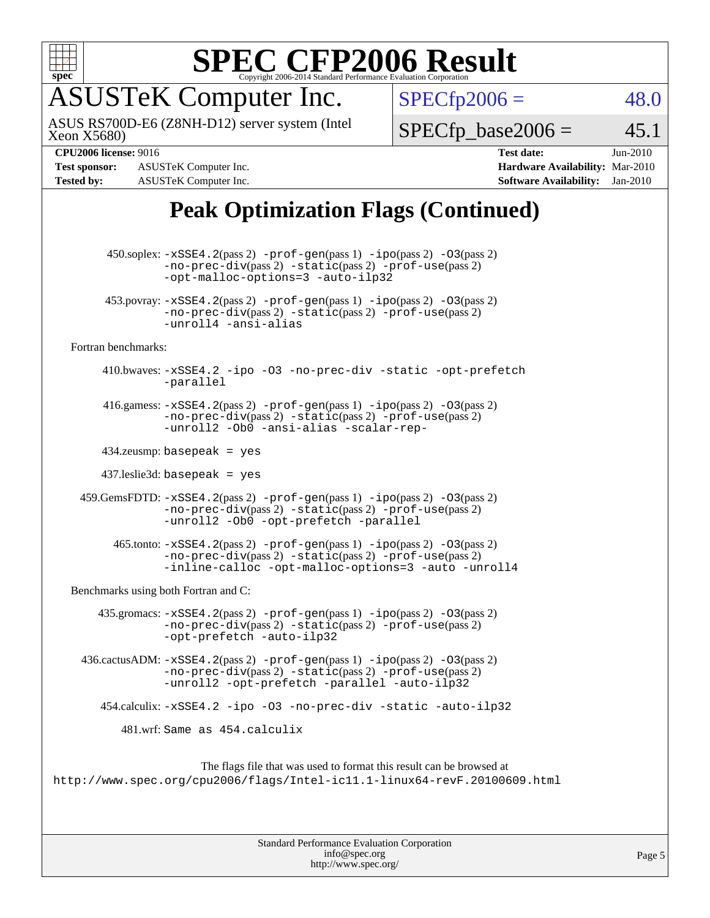# SPEC CFP2006 Result

Copyright 2006-2014 Standard Performance Evaluation Corporation

## ASUSTeK Computer Inc.

ASUS RS700D-E6 (Z8NH-D12) server system (Intel Xeon X5680)

SPECfp2006 = 48.0

SPECfp_base2006 = 45.1

| | | | |
|---|---|---|---|
| **CPU2006 license:** 9016 | | **Test date:** | Jun-2010 |
| **Test sponsor:** | ASUSTeK Computer Inc. | **Hardware Availability:** | Mar-2010 |
| **Tested by:** | ASUSTeK Computer Inc. | **Software Availability:** | Jan-2010 |

## Peak Optimization Flags (Continued)

450.soplex: `-xSSE4.2`(pass 2) `-prof-gen`(pass 1) `-ipo`(pass 2) `-O3`(pass 2) `-no-prec-div`(pass 2) `-static`(pass 2) `-prof-use`(pass 2) `-opt-malloc-options=3 -auto-ilp32`

453.povray: `-xSSE4.2`(pass 2) `-prof-gen`(pass 1) `-ipo`(pass 2) `-O3`(pass 2) `-no-prec-div`(pass 2) `-static`(pass 2) `-prof-use`(pass 2) `-unroll4 -ansi-alias`

Fortran benchmarks:

410.bwaves: `-xSSE4.2 -ipo -O3 -no-prec-div -static -opt-prefetch -parallel`

416.gamess: `-xSSE4.2`(pass 2) `-prof-gen`(pass 1) `-ipo`(pass 2) `-O3`(pass 2) `-no-prec-div`(pass 2) `-static`(pass 2) `-prof-use`(pass 2) `-unroll2 -Ob0 -ansi-alias -scalar-rep-`

434.zeusmp: `basepeak = yes`

437.leslie3d: `basepeak = yes`

459.GemsFDTD: `-xSSE4.2`(pass 2) `-prof-gen`(pass 1) `-ipo`(pass 2) `-O3`(pass 2) `-no-prec-div`(pass 2) `-static`(pass 2) `-prof-use`(pass 2) `-unroll2 -Ob0 -opt-prefetch -parallel`

465.tonto: `-xSSE4.2`(pass 2) `-prof-gen`(pass 1) `-ipo`(pass 2) `-O3`(pass 2) `-no-prec-div`(pass 2) `-static`(pass 2) `-prof-use`(pass 2) `-inline-calloc -opt-malloc-options=3 -auto -unroll4`

Benchmarks using both Fortran and C:

435.gromacs: `-xSSE4.2`(pass 2) `-prof-gen`(pass 1) `-ipo`(pass 2) `-O3`(pass 2) `-no-prec-div`(pass 2) `-static`(pass 2) `-prof-use`(pass 2) `-opt-prefetch -auto-ilp32`

436.cactusADM: `-xSSE4.2`(pass 2) `-prof-gen`(pass 1) `-ipo`(pass 2) `-O3`(pass 2) `-no-prec-div`(pass 2) `-static`(pass 2) `-prof-use`(pass 2) `-unroll2 -opt-prefetch -parallel -auto-ilp32`

454.calculix: `-xSSE4.2 -ipo -O3 -no-prec-div -static -auto-ilp32`

481.wrf: `Same as 454.calculix`

The flags file that was used to format this result can be browsed at
http://www.spec.org/cpu2006/flags/Intel-ic11.1-linux64-revF.20100609.html

Standard Performance Evaluation Corporation
info@spec.org
http://www.spec.org/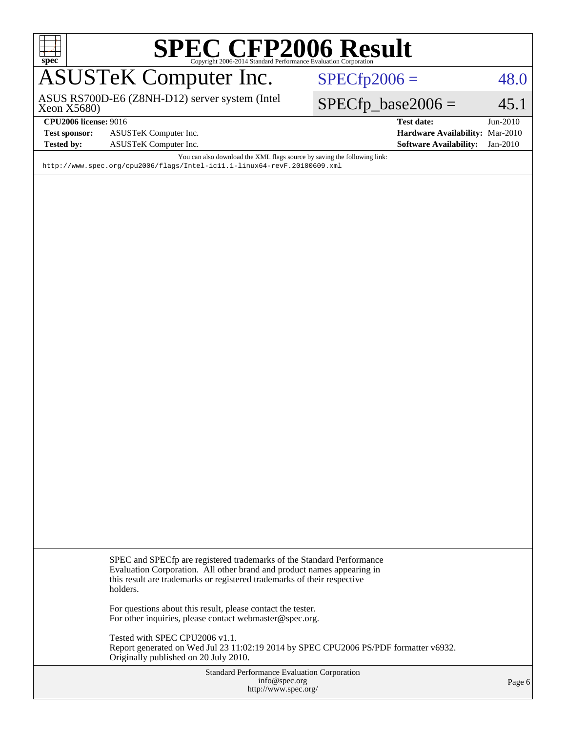SPEC and SPECfp are registered trademarks of the Standard Performance Evaluation Corporation. All other brand and product names appearing in this result are trademarks or registered trademarks of their respective holders.

For questions about this result, please contact the tester.
For other inquiries, please contact webmaster@spec.org.

Tested with SPEC CPU2006 v1.1.
Report generated on Wed Jul 23 11:02:19 2014 by SPEC CPU2006 PS/PDF formatter v6932.
Originally published on 20 July 2010.